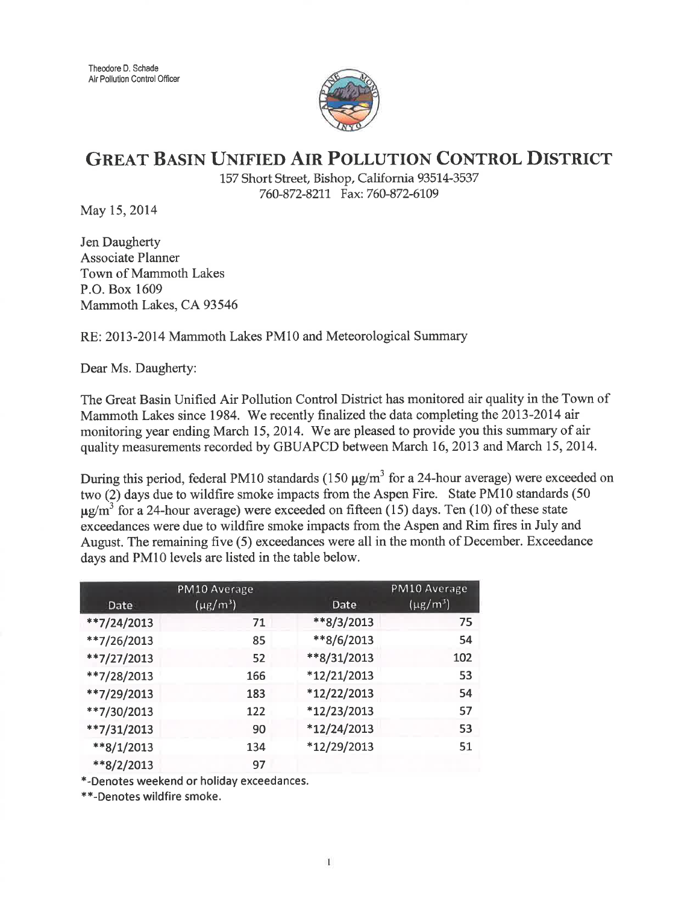Theodore D. Schade
Air Pollution Control Officer

# GREAT BASIN UNIFIED AIR POLLUTION CONTROL DISTRICT

157 Short Street, Bishop, California 93514-3537
760-872-8211 Fax: 760-872-6109

May 15, 2014

Jen Daugherty
Associate Planner
Town of Mammoth Lakes
P.O. Box 1609
Mammoth Lakes, CA 93546

RE: 2013-2014 Mammoth Lakes PM10 and Meteorological Summary

Dear Ms. Daugherty:

The Great Basin Unified Air Pollution Control District has monitored air quality in the Town of Mammoth Lakes since 1984. We recently finalized the data completing the 2013-2014 air monitoring year ending March 15, 2014. We are pleased to provide you this summary of air quality measurements recorded by GBUAPCD between March 16, 2013 and March 15, 2014.

During this period, federal PM10 standards (150 $\mu g/m^3$ for a 24-hour average) were exceeded on two (2) days due to wildfire smoke impacts from the Aspen Fire. State PM10 standards (50 $\mu g/m^3$ for a 24-hour average) were exceeded on fifteen (15) days. Ten (10) of these state exceedances were due to wildfire smoke impacts from the Aspen and Rim fires in July and August. The remaining five (5) exceedances were all in the month of December. Exceedance days and PM10 levels are listed in the table below.

| Date | PM10 Average ($\mu g/m^3$) | Date | PM10 Average ($\mu g/m^3$) |
|---|---|---|---|
| **7/24/2013 | 71 | **8/3/2013 | 75 |
| **7/26/2013 | 85 | **8/6/2013 | 54 |
| **7/27/2013 | 52 | **8/31/2013 | 102 |
| **7/28/2013 | 166 | *12/21/2013 | 53 |
| **7/29/2013 | 183 | *12/22/2013 | 54 |
| **7/30/2013 | 122 | *12/23/2013 | 57 |
| **7/31/2013 | 90 | *12/24/2013 | 53 |
| **8/1/2013 | 134 | *12/29/2013 | 51 |
| **8/2/2013 | 97 | | |

*-Denotes weekend or holiday exceedances.

**-Denotes wildfire smoke.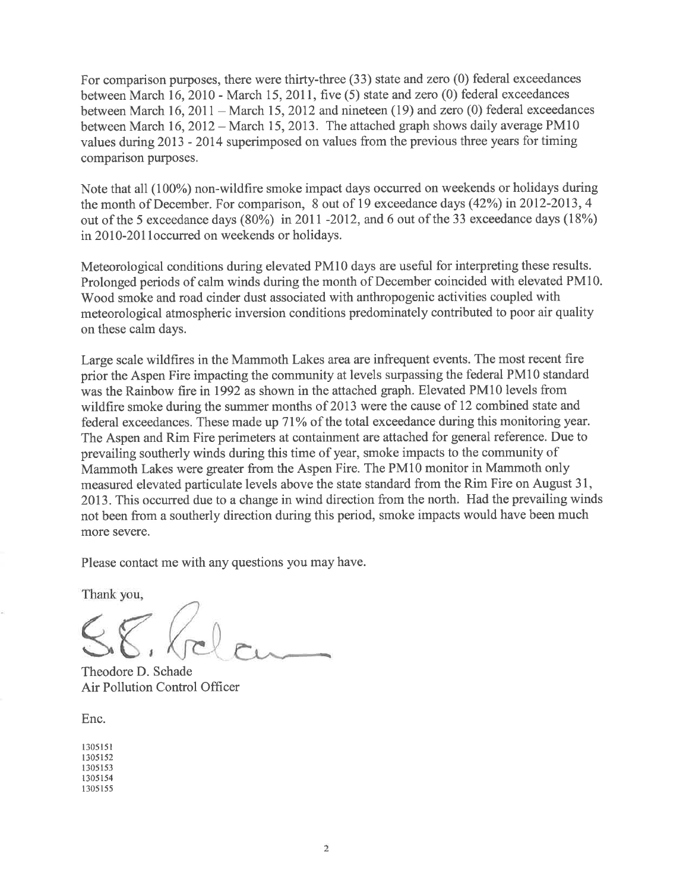For comparison purposes, there were thirty-three (33) state and zero (0) federal exceedances between March 16, 2010 - March 15, 2011, five (5) state and zero (0) federal exceedances between March 16, 2011 – March 15, 2012 and nineteen (19) and zero (0) federal exceedances between March 16, 2012 – March 15, 2013. The attached graph shows daily average PM10 values during 2013 - 2014 superimposed on values from the previous three years for timing comparison purposes.

Note that all (100%) non-wildfire smoke impact days occurred on weekends or holidays during the month of December. For comparison, 8 out of 19 exceedance days (42%) in 2012-2013, 4 out of the 5 exceedance days (80%) in 2011 -2012, and 6 out of the 33 exceedance days (18%) in 2010-2011occurred on weekends or holidays.

Meteorological conditions during elevated PM10 days are useful for interpreting these results. Prolonged periods of calm winds during the month of December coincided with elevated PM10. Wood smoke and road cinder dust associated with anthropogenic activities coupled with meteorological atmospheric inversion conditions predominately contributed to poor air quality on these calm days.

Large scale wildfires in the Mammoth Lakes area are infrequent events. The most recent fire prior the Aspen Fire impacting the community at levels surpassing the federal PM10 standard was the Rainbow fire in 1992 as shown in the attached graph. Elevated PM10 levels from wildfire smoke during the summer months of 2013 were the cause of 12 combined state and federal exceedances. These made up 71% of the total exceedance during this monitoring year. The Aspen and Rim Fire perimeters at containment are attached for general reference. Due to prevailing southerly winds during this time of year, smoke impacts to the community of Mammoth Lakes were greater from the Aspen Fire. The PM10 monitor in Mammoth only measured elevated particulate levels above the state standard from the Rim Fire on August 31, 2013. This occurred due to a change in wind direction from the north. Had the prevailing winds not been from a southerly direction during this period, smoke impacts would have been much more severe.

Please contact me with any questions you may have.

Thank you,

Theodore D. Schade
Air Pollution Control Officer

Enc.

1305151
1305152
1305153
1305154
1305155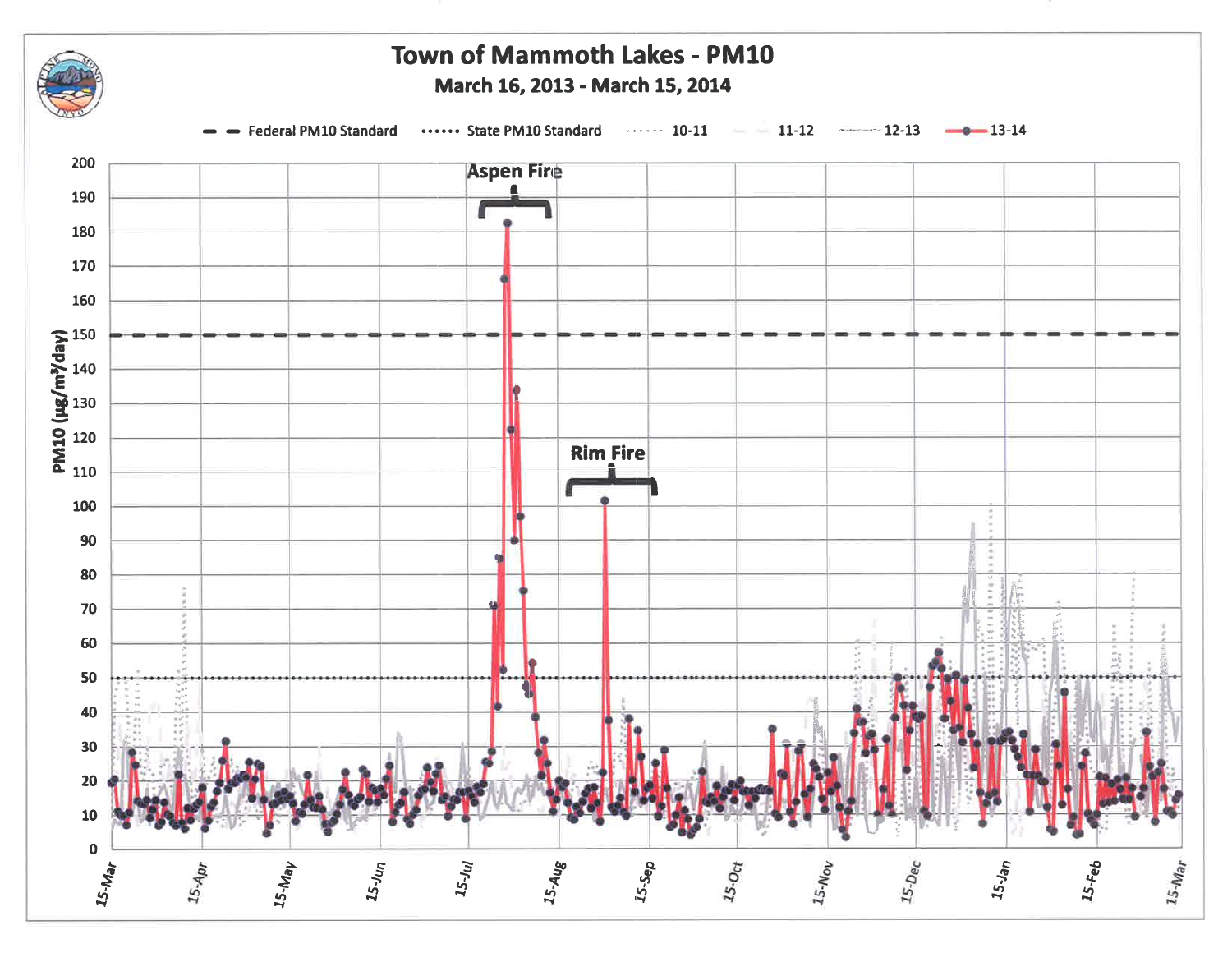# Town of Mammoth Lakes - PM10

## March 16, 2013 - March 15, 2014

Federal PM10 Standard | State PM10 Standard | 10-11 | 11-12 | 12-13 | 13-14

Aspen Fire

Rim Fire

PM10 (µg/m³/day)

200, 190, 180, 170, 160, 150, 140, 130, 120, 110, 100, 90, 80, 70, 60, 50, 40, 30, 20, 10, 0

15-Mar, 15-Apr, 15-May, 15-Jun, 15-Jul, 15-Aug, 15-Sep, 15-Oct, 15-Nov, 15-Dec, 15-Jan, 15-Feb, 15-Mar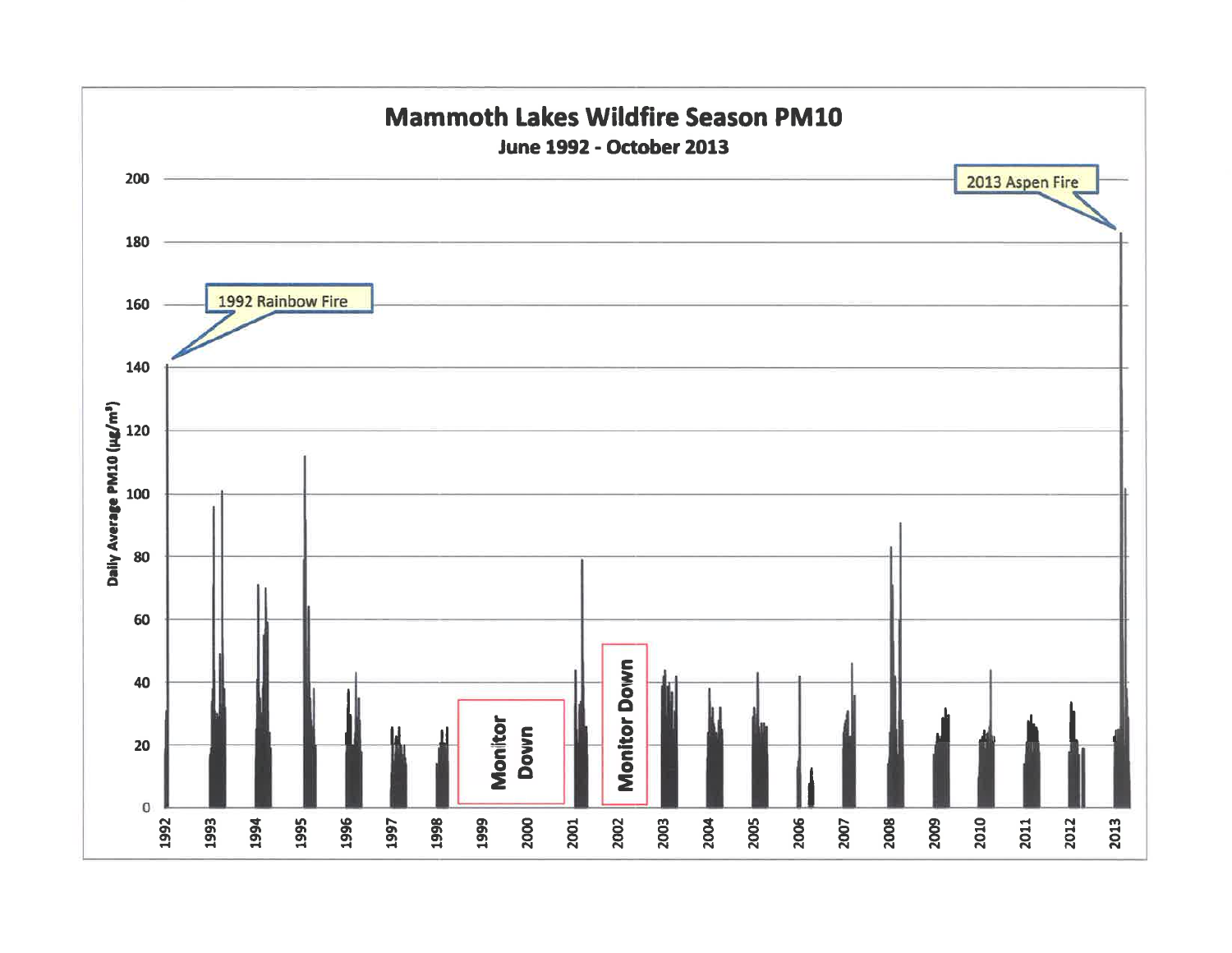Mammoth Lakes Wildfire Season PM10

June 1992 - October 2013

Daily Average PM10 (μg/m³)

200
180
160
140
120
100
80
60
40
20
0

1992 Rainbow Fire

2013 Aspen Fire

Monitor Down

Monitor Down

1992
1993
1994
1995
1996
1997
1998
1999
2000
2001
2002
2003
2004
2005
2006
2007
2008
2009
2010
2011
2012
2013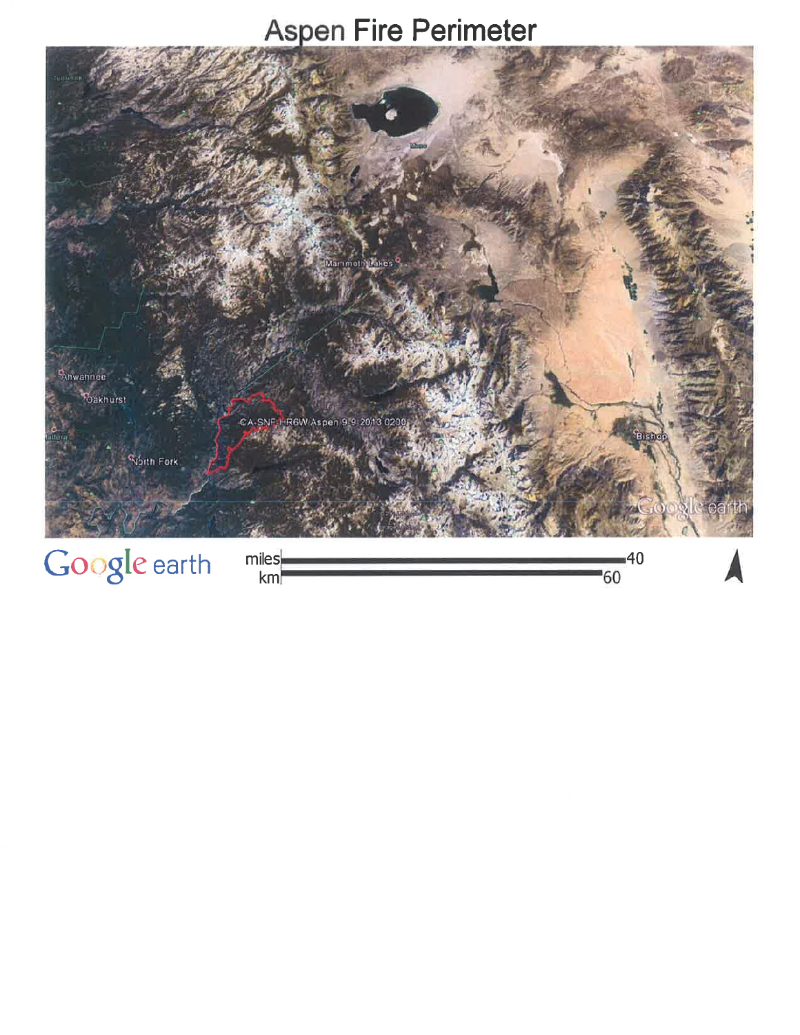# Aspen Fire Perimeter

Tuolumne

Mono

Mammoth Lakes

Ahwahnee

Oakhurst

Madera

North Fork

CA-SNF-HR6W Aspen 9-9-2013 0200

Bishop

Google earth

miles 40

km 60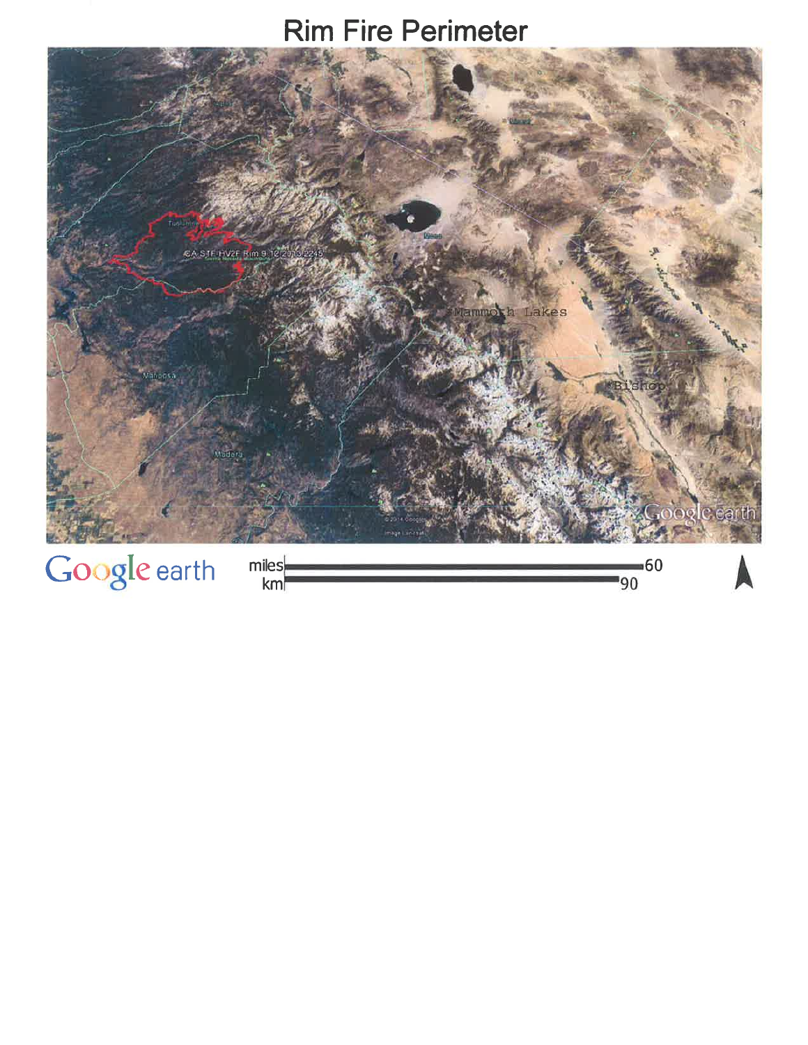# Rim Fire Perimeter

Tuolumne

CA-STF-HV2F Rim 9-12-2013 2245

Mammoth Lakes

Bishop

Mariposa

Madera

Google earth

miles 60

km 90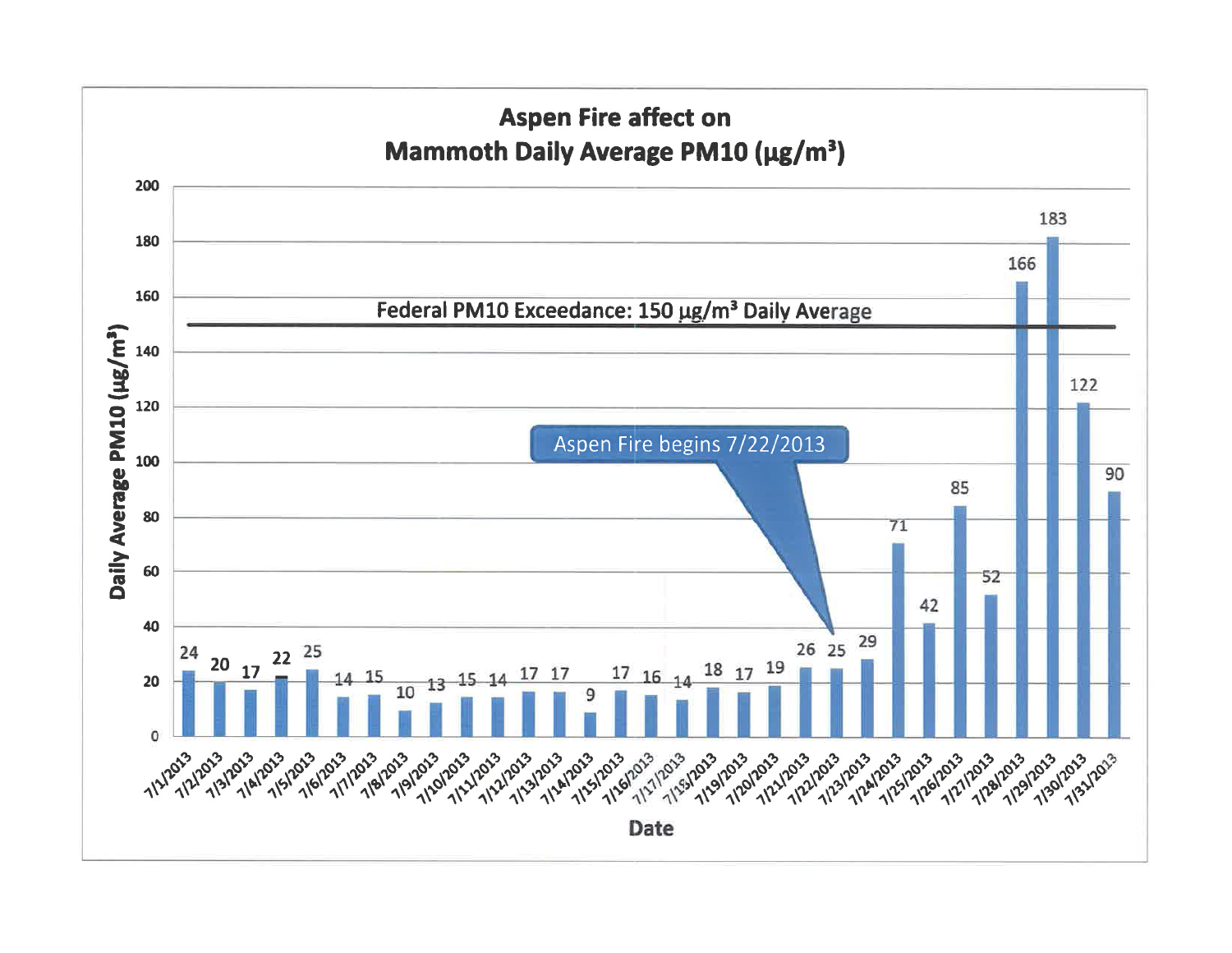**Aspen Fire affect on**
**Mammoth Daily Average PM10 (µg/m³)**

Daily Average PM10 (µg/m³)

200
180
160
140
120
100
80
60
40
20
0

Federal PM10 Exceedance: 150 µg/m³ Daily Average

Aspen Fire begins 7/22/2013

24 20 17 22 25 14 15 10 13 15 14 17 17 9 17 16 14 18 17 19 26 25 29 71 42 85 52 166 183 122 90

7/1/2013 7/2/2013 7/3/2013 7/4/2013 7/5/2013 7/6/2013 7/7/2013 7/8/2013 7/9/2013 7/10/2013 7/11/2013 7/12/2013 7/13/2013 7/14/2013 7/15/2013 7/16/2013 7/17/2013 7/18/2013 7/19/2013 7/20/2013 7/21/2013 7/22/2013 7/23/2013 7/24/2013 7/25/2013 7/26/2013 7/27/2013 7/28/2013 7/29/2013 7/30/2013 7/31/2013

Date